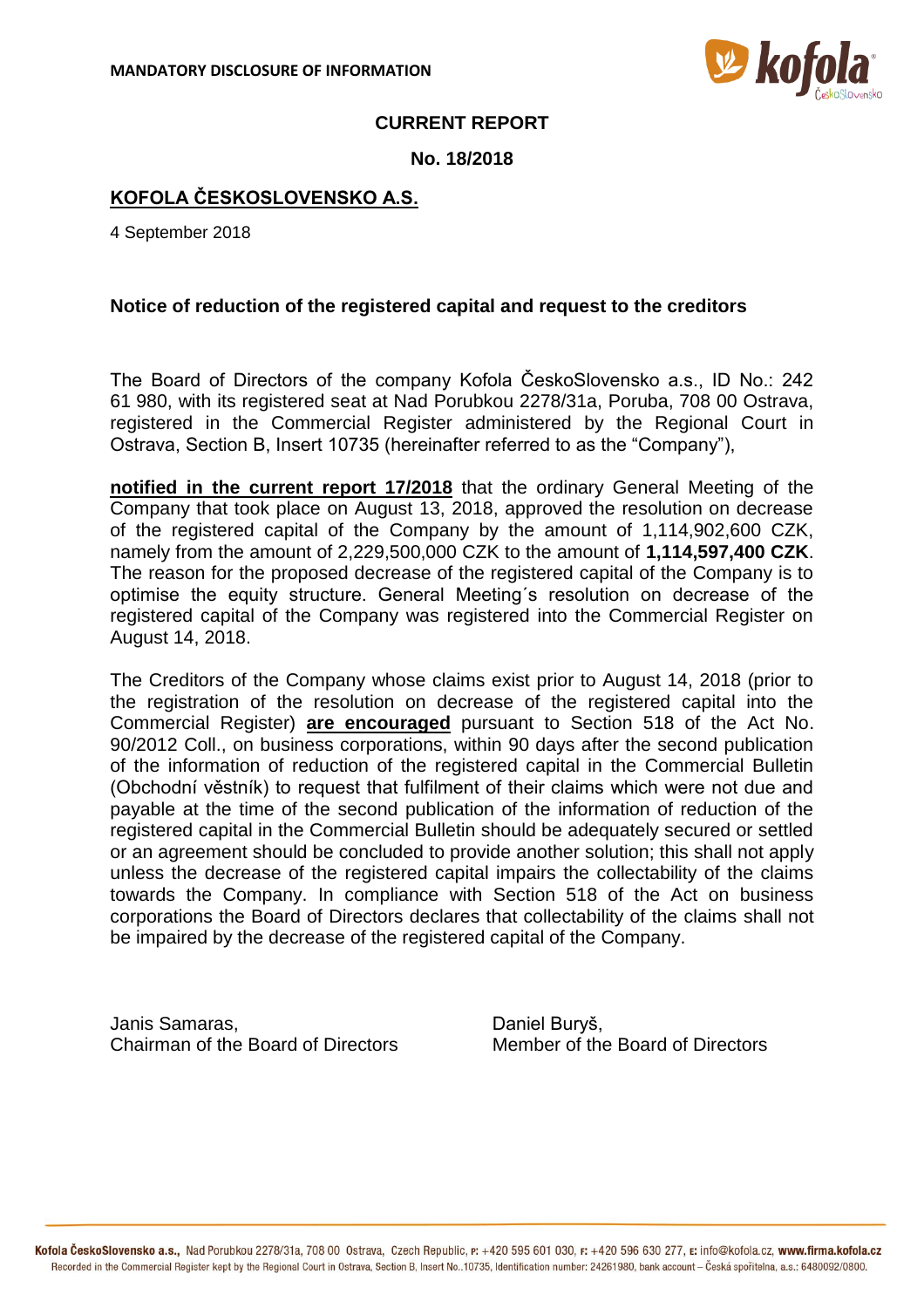**MANDATORY DISCLOSURE OF INFORMATION**

**CURRENT REPORT**

**No. 18/2018**

**KOFOLA ČESKOSLOVENSKO A.S.**

4 September 2018

**Notice of reduction of the registered capital and request to the creditors**

The Board of Directors of the company Kofola ČeskoSlovensko a.s., ID No.: 242 61 980, with its registered seat at Nad Porubkou 2278/31a, Poruba, 708 00 Ostrava, registered in the Commercial Register administered by the Regional Court in Ostrava, Section B, Insert 10735 (hereinafter referred to as the "Company"),

**notified in the current report 17/2018** that the ordinary General Meeting of the Company that took place on August 13, 2018, approved the resolution on decrease of the registered capital of the Company by the amount of 1,114,902,600 CZK, namely from the amount of 2,229,500,000 CZK to the amount of **1,114,597,400 CZK**. The reason for the proposed decrease of the registered capital of the Company is to optimise the equity structure. General Meeting´s resolution on decrease of the registered capital of the Company was registered into the Commercial Register on August 14, 2018.

The Creditors of the Company whose claims exist prior to August 14, 2018 (prior to the registration of the resolution on decrease of the registered capital into the Commercial Register) **are encouraged** pursuant to Section 518 of the Act No. 90/2012 Coll., on business corporations, within 90 days after the second publication of the information of reduction of the registered capital in the Commercial Bulletin (Obchodní věstník) to request that fulfilment of their claims which were not due and payable at the time of the second publication of the information of reduction of the registered capital in the Commercial Bulletin should be adequately secured or settled or an agreement should be concluded to provide another solution; this shall not apply unless the decrease of the registered capital impairs the collectability of the claims towards the Company. In compliance with Section 518 of the Act on business corporations the Board of Directors declares that collectability of the claims shall not be impaired by the decrease of the registered capital of the Company.

Janis Samaras,
Chairman of the Board of Directors

Daniel Buryš,
Member of the Board of Directors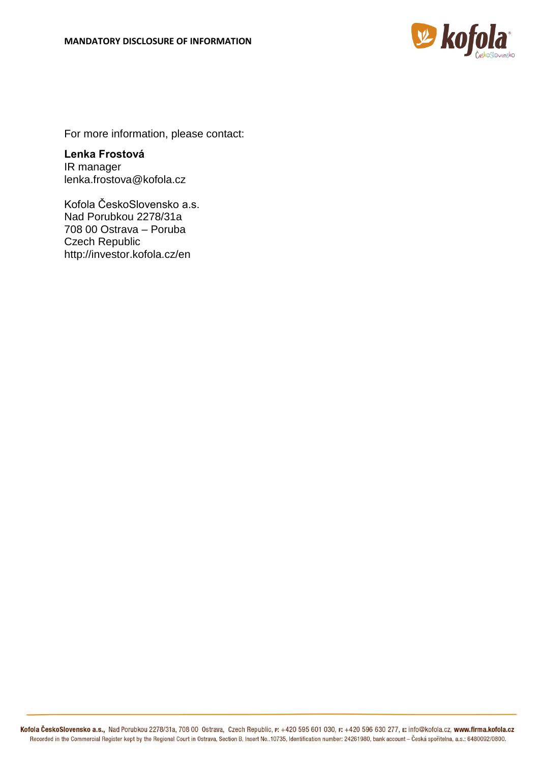For more information, please contact:

**Lenka Frostová**
IR manager
lenka.frostova@kofola.cz

Kofola ČeskoSlovensko a.s.
Nad Porubkou 2278/31a
708 00 Ostrava – Poruba
Czech Republic
http://investor.kofola.cz/en